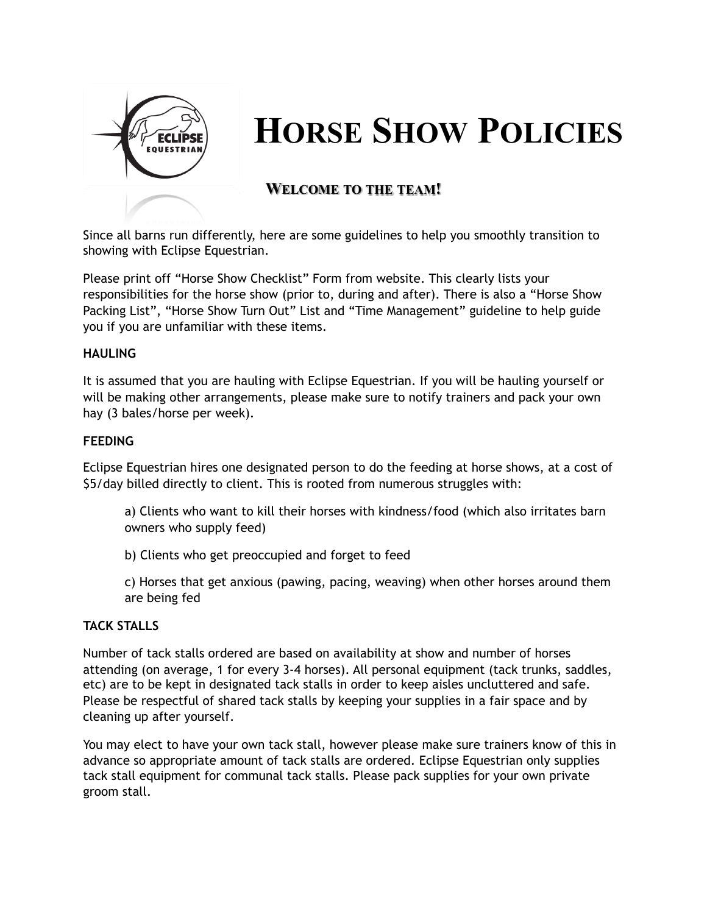# HORSE SHOW POLICIES

## WELCOME TO THE TEAM!

Since all barns run differently, here are some guidelines to help you smoothly transition to showing with Eclipse Equestrian.

Please print off "Horse Show Checklist" Form from website. This clearly lists your responsibilities for the horse show (prior to, during and after). There is also a "Horse Show Packing List", "Horse Show Turn Out" List and "Time Management" guideline to help guide you if you are unfamiliar with these items.

**HAULING**

It is assumed that you are hauling with Eclipse Equestrian. If you will be hauling yourself or will be making other arrangements, please make sure to notify trainers and pack your own hay (3 bales/horse per week).

**FEEDING**

Eclipse Equestrian hires one designated person to do the feeding at horse shows, at a cost of $5/day billed directly to client. This is rooted from numerous struggles with:

a) Clients who want to kill their horses with kindness/food (which also irritates barn owners who supply feed)

b) Clients who get preoccupied and forget to feed

c) Horses that get anxious (pawing, pacing, weaving) when other horses around them are being fed

**TACK STALLS**

Number of tack stalls ordered are based on availability at show and number of horses attending (on average, 1 for every 3-4 horses). All personal equipment (tack trunks, saddles, etc) are to be kept in designated tack stalls in order to keep aisles uncluttered and safe. Please be respectful of shared tack stalls by keeping your supplies in a fair space and by cleaning up after yourself.

You may elect to have your own tack stall, however please make sure trainers know of this in advance so appropriate amount of tack stalls are ordered. Eclipse Equestrian only supplies tack stall equipment for communal tack stalls. Please pack supplies for your own private groom stall.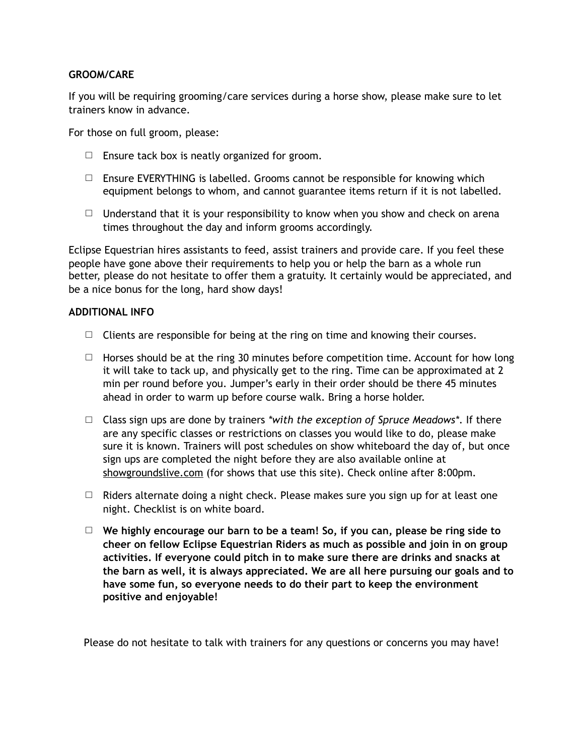**GROOM/CARE**

If you will be requiring grooming/care services during a horse show, please make sure to let trainers know in advance.

For those on full groom, please:

- ☐ Ensure tack box is neatly organized for groom.
- ☐ Ensure EVERYTHING is labelled. Grooms cannot be responsible for knowing which equipment belongs to whom, and cannot guarantee items return if it is not labelled.
- ☐ Understand that it is your responsibility to know when you show and check on arena times throughout the day and inform grooms accordingly.

Eclipse Equestrian hires assistants to feed, assist trainers and provide care. If you feel these people have gone above their requirements to help you or help the barn as a whole run better, please do not hesitate to offer them a gratuity. It certainly would be appreciated, and be a nice bonus for the long, hard show days!

**ADDITIONAL INFO**

- ☐ Clients are responsible for being at the ring on time and knowing their courses.
- ☐ Horses should be at the ring 30 minutes before competition time. Account for how long it will take to tack up, and physically get to the ring. Time can be approximated at 2 min per round before you. Jumper's early in their order should be there 45 minutes ahead in order to warm up before course walk. Bring a horse holder.
- ☐ Class sign ups are done by trainers *\*with the exception of Spruce Meadows\**. If there are any specific classes or restrictions on classes you would like to do, please make sure it is known. Trainers will post schedules on show whiteboard the day of, but once sign ups are completed the night before they are also available online at showgroundslive.com (for shows that use this site). Check online after 8:00pm.
- ☐ Riders alternate doing a night check. Please makes sure you sign up for at least one night. Checklist is on white board.
- ☐ **We highly encourage our barn to be a team! So, if you can, please be ring side to cheer on fellow Eclipse Equestrian Riders as much as possible and join in on group activities. If everyone could pitch in to make sure there are drinks and snacks at the barn as well, it is always appreciated. We are all here pursuing our goals and to have some fun, so everyone needs to do their part to keep the environment positive and enjoyable!**

Please do not hesitate to talk with trainers for any questions or concerns you may have!